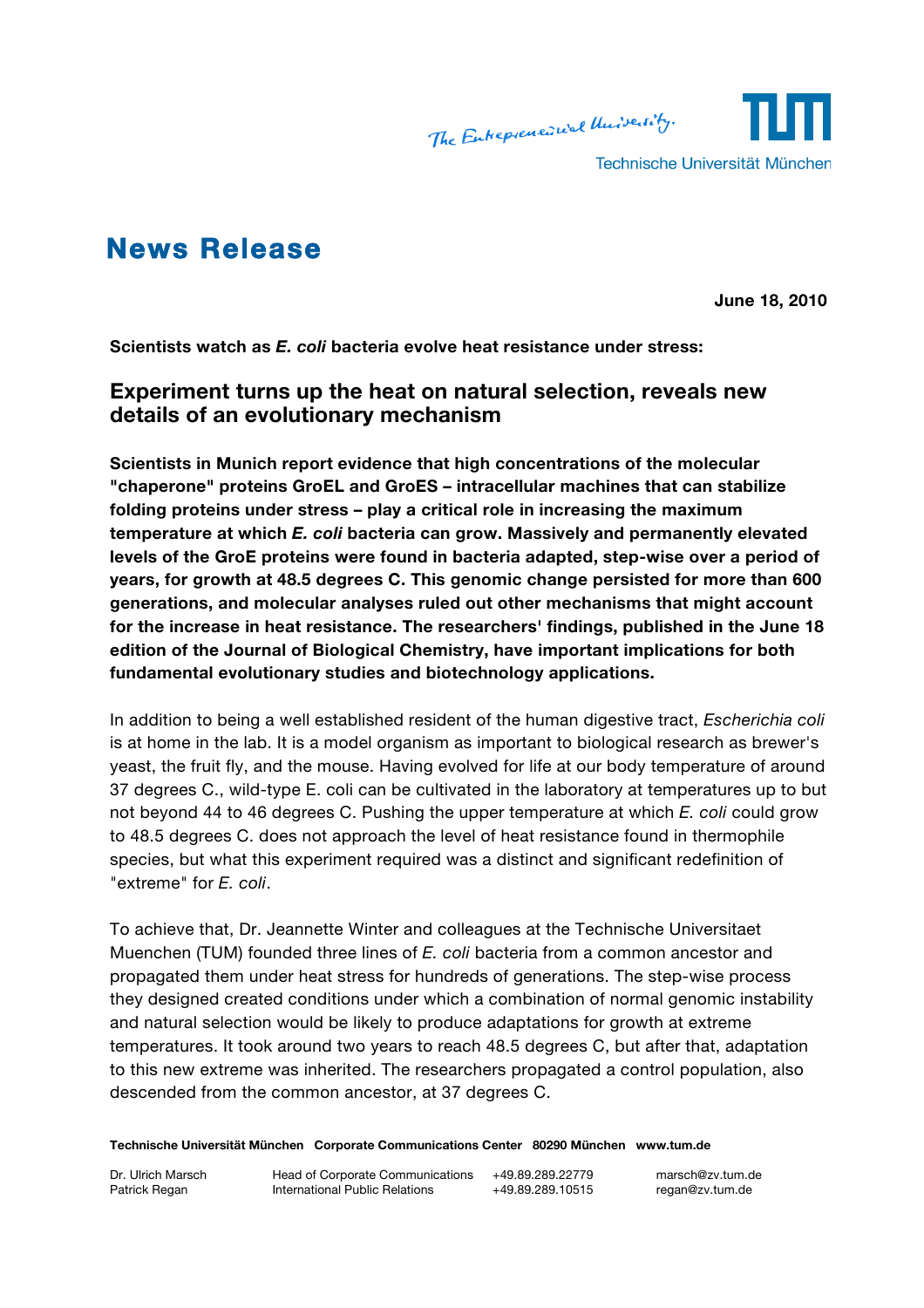# News Release

**June 18, 2010**

**Scientists watch as *E. coli* bacteria evolve heat resistance under stress:**

## Experiment turns up the heat on natural selection, reveals new details of an evolutionary mechanism

**Scientists in Munich report evidence that high concentrations of the molecular "chaperone" proteins GroEL and GroES – intracellular machines that can stabilize folding proteins under stress – play a critical role in increasing the maximum temperature at which *E. coli* bacteria can grow. Massively and permanently elevated levels of the GroE proteins were found in bacteria adapted, step-wise over a period of years, for growth at 48.5 degrees C. This genomic change persisted for more than 600 generations, and molecular analyses ruled out other mechanisms that might account for the increase in heat resistance. The researchers' findings, published in the June 18 edition of the Journal of Biological Chemistry, have important implications for both fundamental evolutionary studies and biotechnology applications.**

In addition to being a well established resident of the human digestive tract, *Escherichia coli* is at home in the lab. It is a model organism as important to biological research as brewer's yeast, the fruit fly, and the mouse. Having evolved for life at our body temperature of around 37 degrees C., wild-type E. coli can be cultivated in the laboratory at temperatures up to but not beyond 44 to 46 degrees C. Pushing the upper temperature at which *E. coli* could grow to 48.5 degrees C. does not approach the level of heat resistance found in thermophile species, but what this experiment required was a distinct and significant redefinition of "extreme" for *E. coli*.

To achieve that, Dr. Jeannette Winter and colleagues at the Technische Universitaet Muenchen (TUM) founded three lines of *E. coli* bacteria from a common ancestor and propagated them under heat stress for hundreds of generations. The step-wise process they designed created conditions under which a combination of normal genomic instability and natural selection would be likely to produce adaptations for growth at extreme temperatures. It took around two years to reach 48.5 degrees C, but after that, adaptation to this new extreme was inherited. The researchers propagated a control population, also descended from the common ancestor, at 37 degrees C.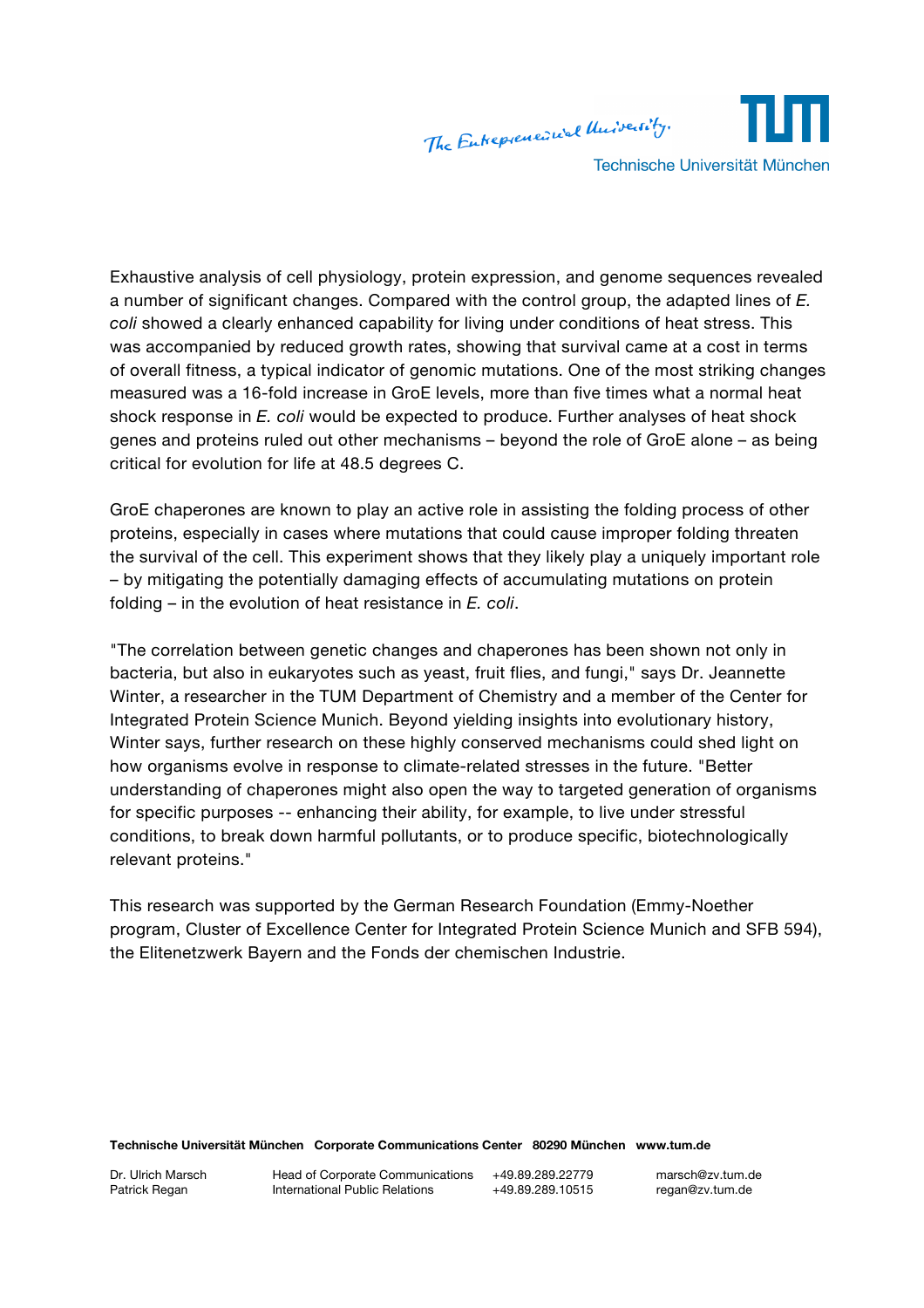Exhaustive analysis of cell physiology, protein expression, and genome sequences revealed a number of significant changes. Compared with the control group, the adapted lines of *E. coli* showed a clearly enhanced capability for living under conditions of heat stress. This was accompanied by reduced growth rates, showing that survival came at a cost in terms of overall fitness, a typical indicator of genomic mutations. One of the most striking changes measured was a 16-fold increase in GroE levels, more than five times what a normal heat shock response in *E. coli* would be expected to produce. Further analyses of heat shock genes and proteins ruled out other mechanisms – beyond the role of GroE alone – as being critical for evolution for life at 48.5 degrees C.

GroE chaperones are known to play an active role in assisting the folding process of other proteins, especially in cases where mutations that could cause improper folding threaten the survival of the cell. This experiment shows that they likely play a uniquely important role – by mitigating the potentially damaging effects of accumulating mutations on protein folding – in the evolution of heat resistance in *E. coli*.

"The correlation between genetic changes and chaperones has been shown not only in bacteria, but also in eukaryotes such as yeast, fruit flies, and fungi," says Dr. Jeannette Winter, a researcher in the TUM Department of Chemistry and a member of the Center for Integrated Protein Science Munich. Beyond yielding insights into evolutionary history, Winter says, further research on these highly conserved mechanisms could shed light on how organisms evolve in response to climate-related stresses in the future. "Better understanding of chaperones might also open the way to targeted generation of organisms for specific purposes -- enhancing their ability, for example, to live under stressful conditions, to break down harmful pollutants, or to produce specific, biotechnologically relevant proteins."

This research was supported by the German Research Foundation (Emmy-Noether program, Cluster of Excellence Center for Integrated Protein Science Munich and SFB 594), the Elitenetzwerk Bayern and the Fonds der chemischen Industrie.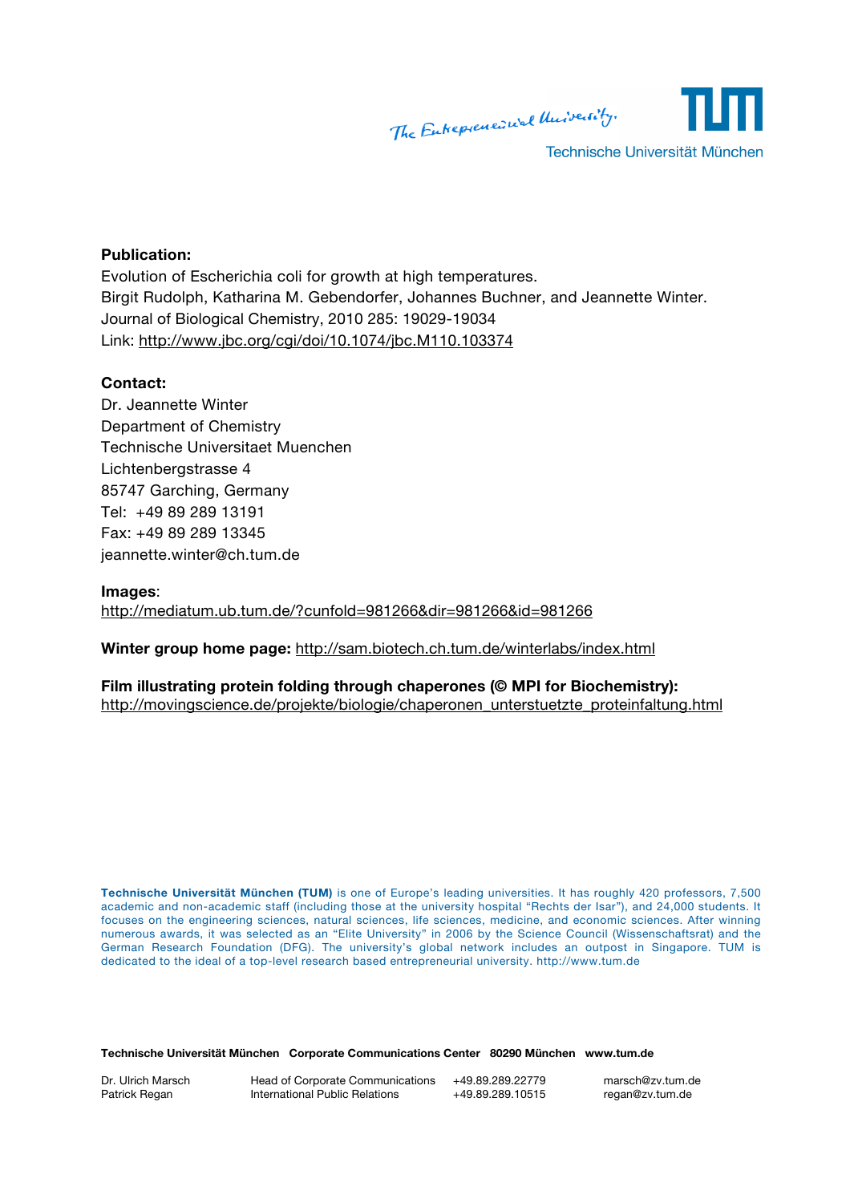**Publication:**
Evolution of Escherichia coli for growth at high temperatures.
Birgit Rudolph, Katharina M. Gebendorfer, Johannes Buchner, and Jeannette Winter.
Journal of Biological Chemistry, 2010 285: 19029-19034
Link: http://www.jbc.org/cgi/doi/10.1074/jbc.M110.103374

**Contact:**
Dr. Jeannette Winter
Department of Chemistry
Technische Universitaet Muenchen
Lichtenbergstrasse 4
85747 Garching, Germany
Tel: +49 89 289 13191
Fax: +49 89 289 13345
jeannette.winter@ch.tum.de

**Images**:
http://mediatum.ub.tum.de/?cunfold=981266&dir=981266&id=981266

**Winter group home page:** http://sam.biotech.ch.tum.de/winterlabs/index.html

**Film illustrating protein folding through chaperones (© MPI for Biochemistry):**
http://movingscience.de/projekte/biologie/chaperonen_unterstuetzte_proteinfaltung.html

**Technische Universität München (TUM)** is one of Europe's leading universities. It has roughly 420 professors, 7,500 academic and non-academic staff (including those at the university hospital "Rechts der Isar"), and 24,000 students. It focuses on the engineering sciences, natural sciences, life sciences, medicine, and economic sciences. After winning numerous awards, it was selected as an "Elite University" in 2006 by the Science Council (Wissenschaftsrat) and the German Research Foundation (DFG). The university's global network includes an outpost in Singapore. TUM is dedicated to the ideal of a top-level research based entrepreneurial university. http://www.tum.de

**Technische Universität München Corporate Communications Center 80290 München www.tum.de**

| | | | |
|---|---|---|---|
| Dr. Ulrich Marsch | Head of Corporate Communications | +49.89.289.22779 | marsch@zv.tum.de |
| Patrick Regan | International Public Relations | +49.89.289.10515 | regan@zv.tum.de |